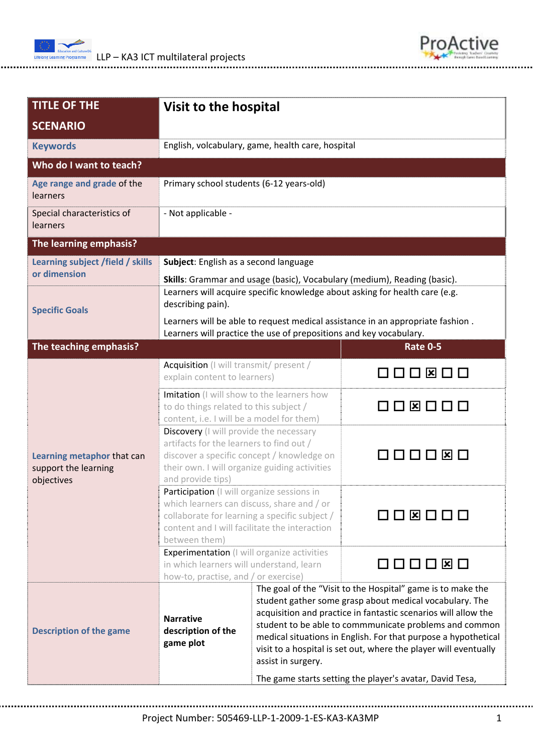| TITLE OF THE SCENARIO | Visit to the hospital | |
|---|---|---|
| Keywords | English, volcabulary, game, health care, hospital | |
| **Who do I want to teach?** | | |
| Age range and grade of the learners | Primary school students (6-12 years-old) | |
| Special characteristics of learners | - Not applicable - | |
| **The learning emphasis?** | | |
| Learning subject /field / skills or dimension | **Subject**: English as a second language<br><br>**Skills**: Grammar and usage (basic), Vocabulary (medium), Reading (basic). | |
| Specific Goals | Learners will acquire specific knowledge about asking for health care (e.g. describing pain).<br><br>Learners will be able to request medical assistance in an appropriate fashion .<br>Learners will practice the use of prepositions and key vocabulary. | |
| **The teaching emphasis?** | | **Rate 0-5** |
| Learning metaphor that can support the learning objectives | Acquisition (I will transmit/ present / explain content to learners) | ☐ ☐ ☐ ☒ ☐ ☐ |
| | Imitation (I will show to the learners how to do things related to this subject / content, i.e. I will be a model for them) | ☐ ☐ ☒ ☐ ☐ ☐ |
| | Discovery (I will provide the necessary artifacts for the learners to find out / discover a specific concept / knowledge on their own. I will organize guiding activities and provide tips) | ☐ ☐ ☐ ☐ ☒ ☐ |
| | Participation (I will organize sessions in which learners can discuss, share and / or collaborate for learning a specific subject / content and I will facilitate the interaction between them) | ☐ ☐ ☒ ☐ ☐ ☐ |
| | Experimentation (I will organize activities in which learners will understand, learn how-to, practise, and / or exercise) | ☐ ☐ ☐ ☐ ☒ ☐ |
| Description of the game | **Narrative description of the game plot** | The goal of the "Visit to the Hospital" game is to make the student gather some grasp about medical vocabulary. The acquisition and practice in fantastic scenarios will allow the student to be able to commmunicate problems and common medical situations in English. For that purpose a hypothetical visit to a hospital is set out, where the player will eventually assist in surgery.<br><br>The game starts setting the player's avatar, David Tesa, |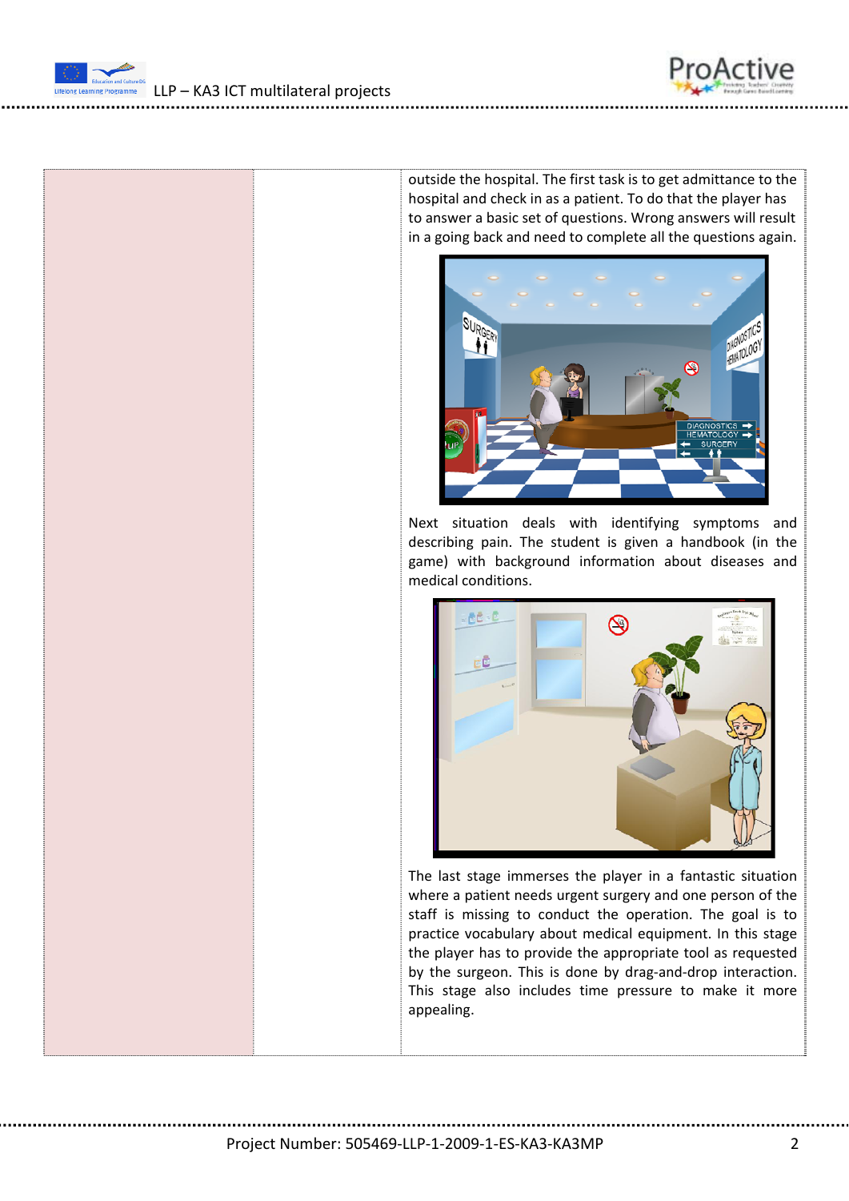| | | |
|---|---|---|
| | | outside the hospital. The first task is to get admittance to the hospital and check in as a patient. To do that the player has to answer a basic set of questions. Wrong answers will result in a going back and need to complete all the questions again. Next situation deals with identifying symptoms and describing pain. The student is given a handbook (in the game) with background information about diseases and medical conditions. The last stage immerses the player in a fantastic situation where a patient needs urgent surgery and one person of the staff is missing to conduct the operation. The goal is to practice vocabulary about medical equipment. In this stage the player has to provide the appropriate tool as requested by the surgeon. This is done by drag-and-drop interaction. This stage also includes time pressure to make it more appealing. |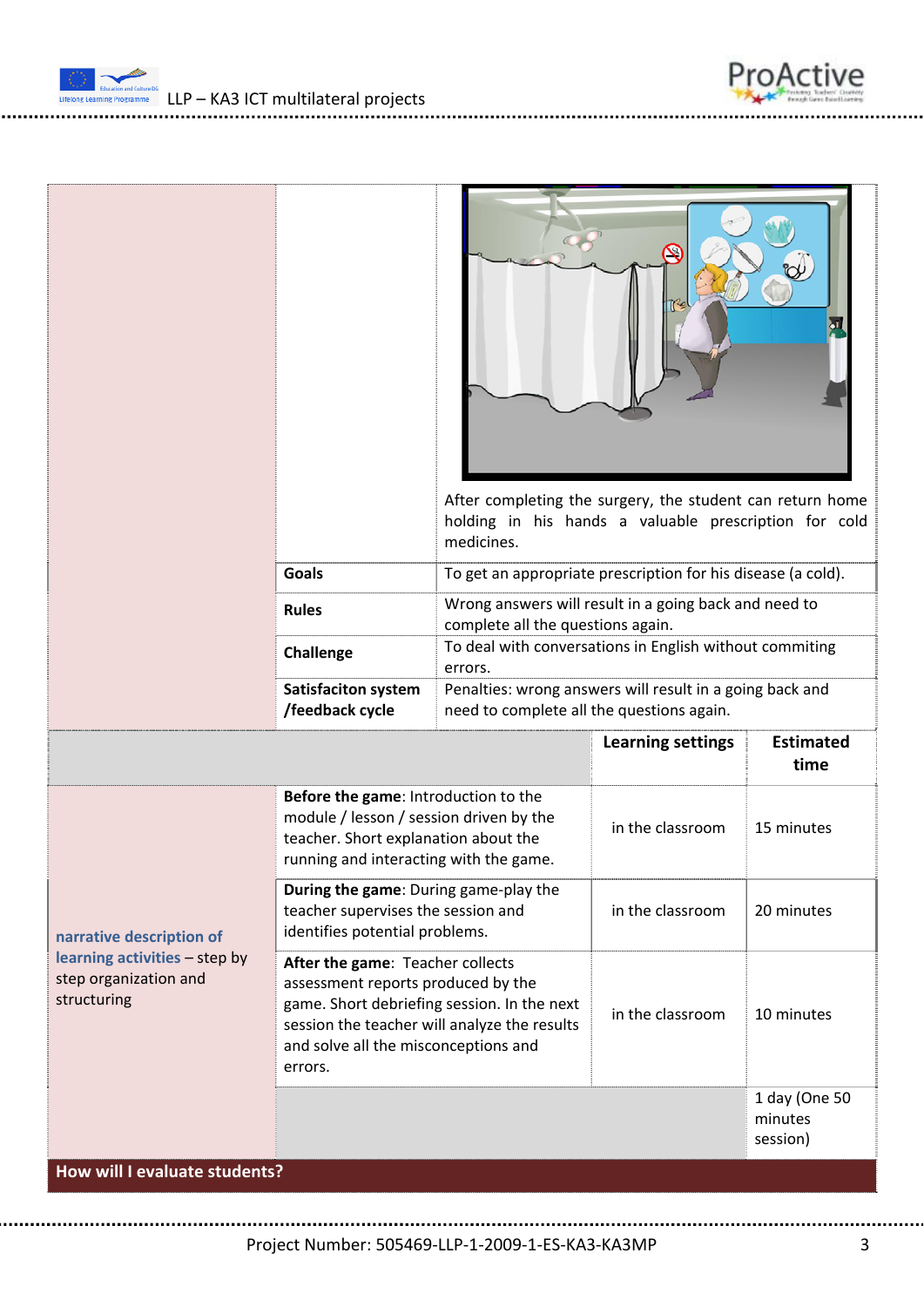| | | |
|---|---|---|
| | | After completing the surgery, the student can return home holding in his hands a valuable prescription for cold medicines. |
| | **Goals** | To get an appropriate prescription for his disease (a cold). |
| | **Rules** | Wrong answers will result in a going back and need to complete all the questions again. |
| | **Challenge** | To deal with conversations in English without commiting errors. |
| | **Satisfaciton system /feedback cycle** | Penalties: wrong answers will result in a going back and need to complete all the questions again. |

| | | **Learning settings** | **Estimated time** |
|---|---|---|---|
| **narrative description of learning activities** – step by step organization and structuring | **Before the game**: Introduction to the module / lesson / session driven by the teacher. Short explanation about the running and interacting with the game. | in the classroom | 15 minutes |
| | **During the game**: During game-play the teacher supervises the session and identifies potential problems. | in the classroom | 20 minutes |
| | **After the game**: Teacher collects assessment reports produced by the game. Short debriefing session. In the next session the teacher will analyze the results and solve all the misconceptions and errors. | in the classroom | 10 minutes |
| | | | 1 day (One 50 minutes session) |

**How will I evaluate students?**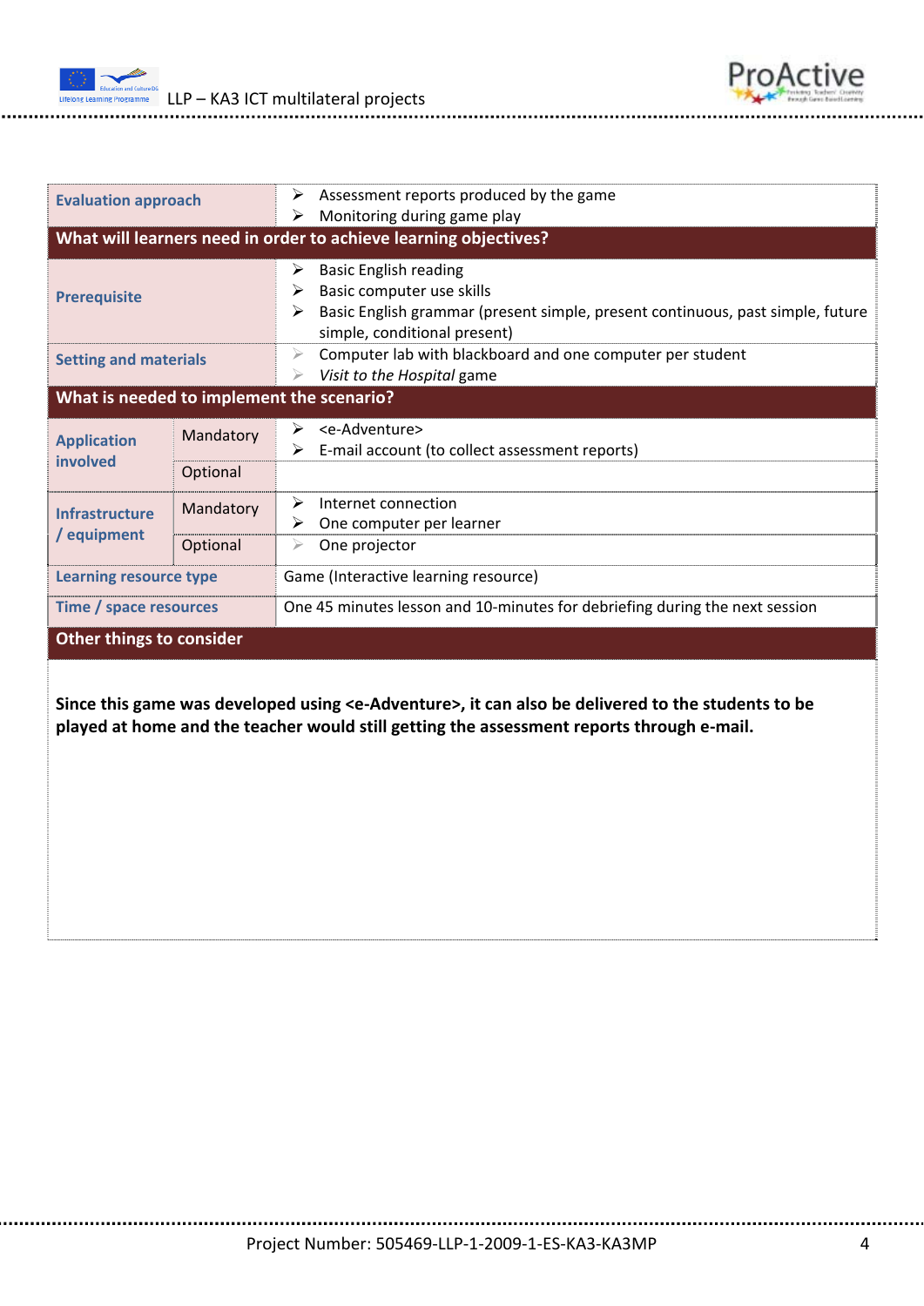| | | |
|---|---|---|
| **Evaluation approach** | | ➢ Assessment reports produced by the game<br>➢ Monitoring during game play |
| **What will learners need in order to achieve learning objectives?** | | |
| **Prerequisite** | | ➢ Basic English reading<br>➢ Basic computer use skills<br>➢ Basic English grammar (present simple, present continuous, past simple, future simple, conditional present) |
| **Setting and materials** | | ➢ Computer lab with blackboard and one computer per student<br>➢ *Visit to the Hospital* game |
| **What is needed to implement the scenario?** | | |
| **Application involved** | Mandatory | ➢ <e-Adventure><br>➢ E-mail account (to collect assessment reports) |
| | Optional | |
| **Infrastructure / equipment** | Mandatory | ➢ Internet connection<br>➢ One computer per learner |
| | Optional | ➢ One projector |
| **Learning resource type** | | Game (Interactive learning resource) |
| **Time / space resources** | | One 45 minutes lesson and 10-minutes for debriefing during the next session |
| **Other things to consider** | | |
| **Since this game was developed using <e-Adventure>, it can also be delivered to the students to be played at home and the teacher would still getting the assessment reports through e-mail.** | | |